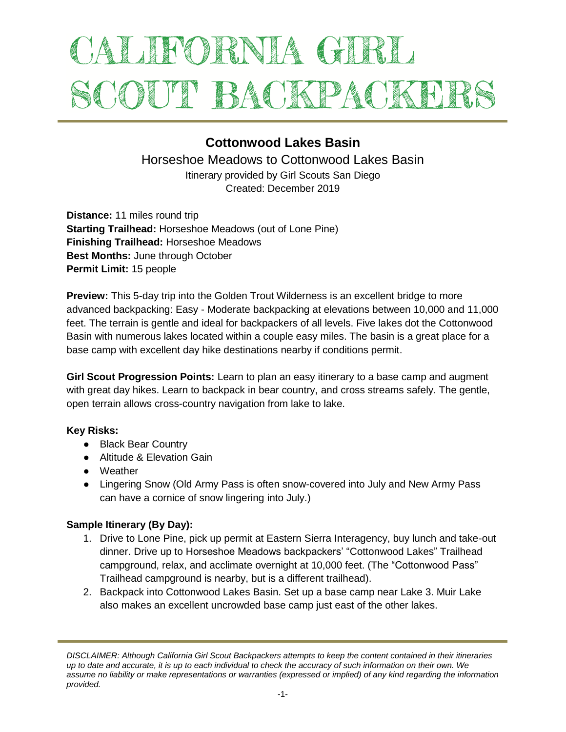# CALIFORNIA GIRL SCOUT BACKPACKERS

## Cottonwood Lakes Basin

Horseshoe Meadows to Cottonwood Lakes Basin

Itinerary provided by Girl Scouts San Diego

Created: December 2019

**Distance:** 11 miles round trip
**Starting Trailhead:** Horseshoe Meadows (out of Lone Pine)
**Finishing Trailhead:** Horseshoe Meadows
**Best Months:** June through October
**Permit Limit:** 15 people

**Preview:** This 5-day trip into the Golden Trout Wilderness is an excellent bridge to more advanced backpacking: Easy - Moderate backpacking at elevations between 10,000 and 11,000 feet. The terrain is gentle and ideal for backpackers of all levels. Five lakes dot the Cottonwood Basin with numerous lakes located within a couple easy miles. The basin is a great place for a base camp with excellent day hike destinations nearby if conditions permit.

**Girl Scout Progression Points:** Learn to plan an easy itinerary to a base camp and augment with great day hikes. Learn to backpack in bear country, and cross streams safely. The gentle, open terrain allows cross-country navigation from lake to lake.

**Key Risks:**

- Black Bear Country
- Altitude & Elevation Gain
- Weather
- Lingering Snow (Old Army Pass is often snow-covered into July and New Army Pass can have a cornice of snow lingering into July.)

**Sample Itinerary (By Day):**

1. Drive to Lone Pine, pick up permit at Eastern Sierra Interagency, buy lunch and take-out dinner. Drive up to Horseshoe Meadows backpackers' "Cottonwood Lakes" Trailhead campground, relax, and acclimate overnight at 10,000 feet. (The "Cottonwood Pass" Trailhead campground is nearby, but is a different trailhead).
2. Backpack into Cottonwood Lakes Basin. Set up a base camp near Lake 3. Muir Lake also makes an excellent uncrowded base camp just east of the other lakes.

*DISCLAIMER: Although California Girl Scout Backpackers attempts to keep the content contained in their itineraries up to date and accurate, it is up to each individual to check the accuracy of such information on their own. We assume no liability or make representations or warranties (expressed or implied) of any kind regarding the information provided.*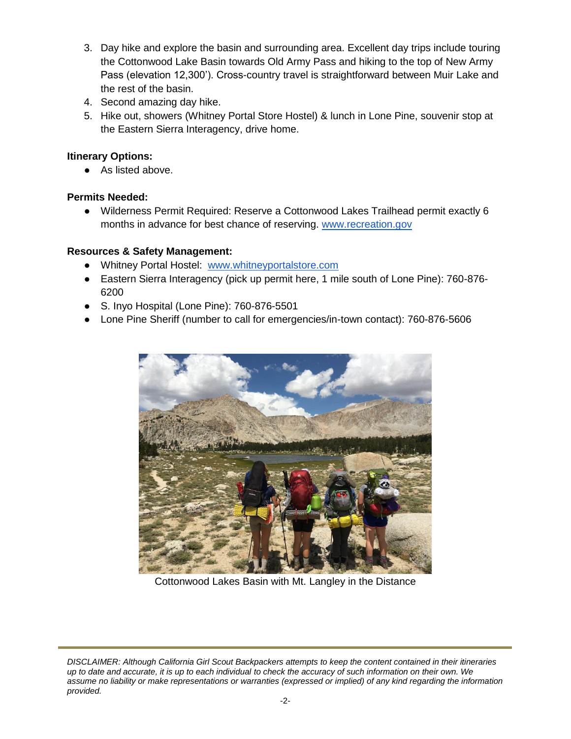3. Day hike and explore the basin and surrounding area. Excellent day trips include touring the Cottonwood Lake Basin towards Old Army Pass and hiking to the top of New Army Pass (elevation 12,300'). Cross-country travel is straightforward between Muir Lake and the rest of the basin.
4. Second amazing day hike.
5. Hike out, showers (Whitney Portal Store Hostel) & lunch in Lone Pine, souvenir stop at the Eastern Sierra Interagency, drive home.

**Itinerary Options:**

- As listed above.

**Permits Needed:**

- Wilderness Permit Required: Reserve a Cottonwood Lakes Trailhead permit exactly 6 months in advance for best chance of reserving. [www.recreation.gov](http://www.recreation.gov)

**Resources & Safety Management:**

- Whitney Portal Hostel: [www.whitneyportalstore.com](http://www.whitneyportalstore.com)
- Eastern Sierra Interagency (pick up permit here, 1 mile south of Lone Pine): 760-876-6200
- S. Inyo Hospital (Lone Pine): 760-876-5501
- Lone Pine Sheriff (number to call for emergencies/in-town contact): 760-876-5606

Cottonwood Lakes Basin with Mt. Langley in the Distance

*DISCLAIMER: Although California Girl Scout Backpackers attempts to keep the content contained in their itineraries up to date and accurate, it is up to each individual to check the accuracy of such information on their own. We assume no liability or make representations or warranties (expressed or implied) of any kind regarding the information provided.*